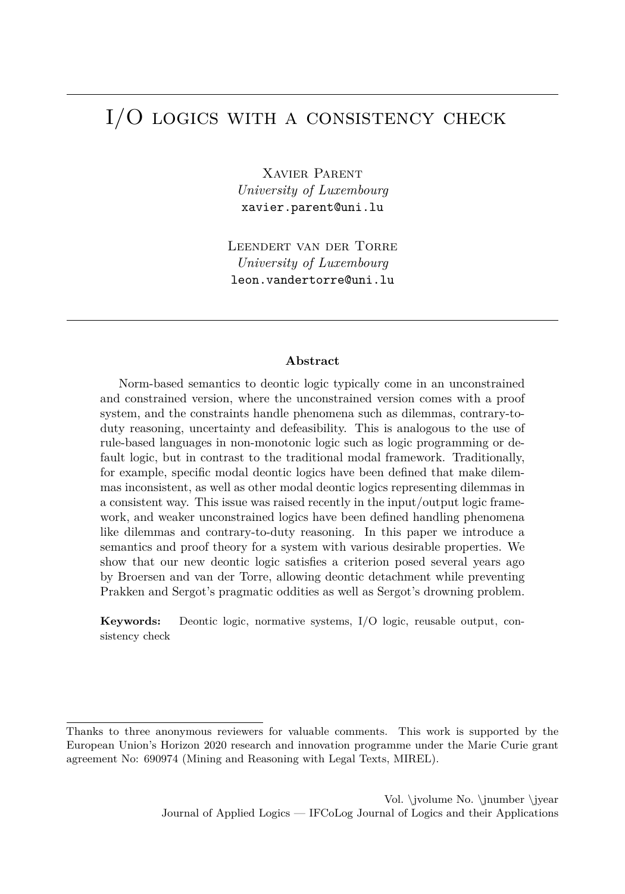# I/O logics with a consistency check

Xavier Parent
*University of Luxembourg*
xavier.parent@uni.lu

Leendert van der Torre
*University of Luxembourg*
leon.vandertorre@uni.lu

**Abstract**

Norm-based semantics to deontic logic typically come in an unconstrained and constrained version, where the unconstrained version comes with a proof system, and the constraints handle phenomena such as dilemmas, contrary-to-duty reasoning, uncertainty and defeasibility. This is analogous to the use of rule-based languages in non-monotonic logic such as logic programming or default logic, but in contrast to the traditional modal framework. Traditionally, for example, specific modal deontic logics have been defined that make dilemmas inconsistent, as well as other modal deontic logics representing dilemmas in a consistent way. This issue was raised recently in the input/output logic framework, and weaker unconstrained logics have been defined handling phenomena like dilemmas and contrary-to-duty reasoning. In this paper we introduce a semantics and proof theory for a system with various desirable properties. We show that our new deontic logic satisfies a criterion posed several years ago by Broersen and van der Torre, allowing deontic detachment while preventing Prakken and Sergot's pragmatic oddities as well as Sergot's drowning problem.

**Keywords:** Deontic logic, normative systems, I/O logic, reusable output, consistency check

---

Thanks to three anonymous reviewers for valuable comments. This work is supported by the European Union's Horizon 2020 research and innovation programme under the Marie Curie grant agreement No: 690974 (Mining and Reasoning with Legal Texts, MIREL).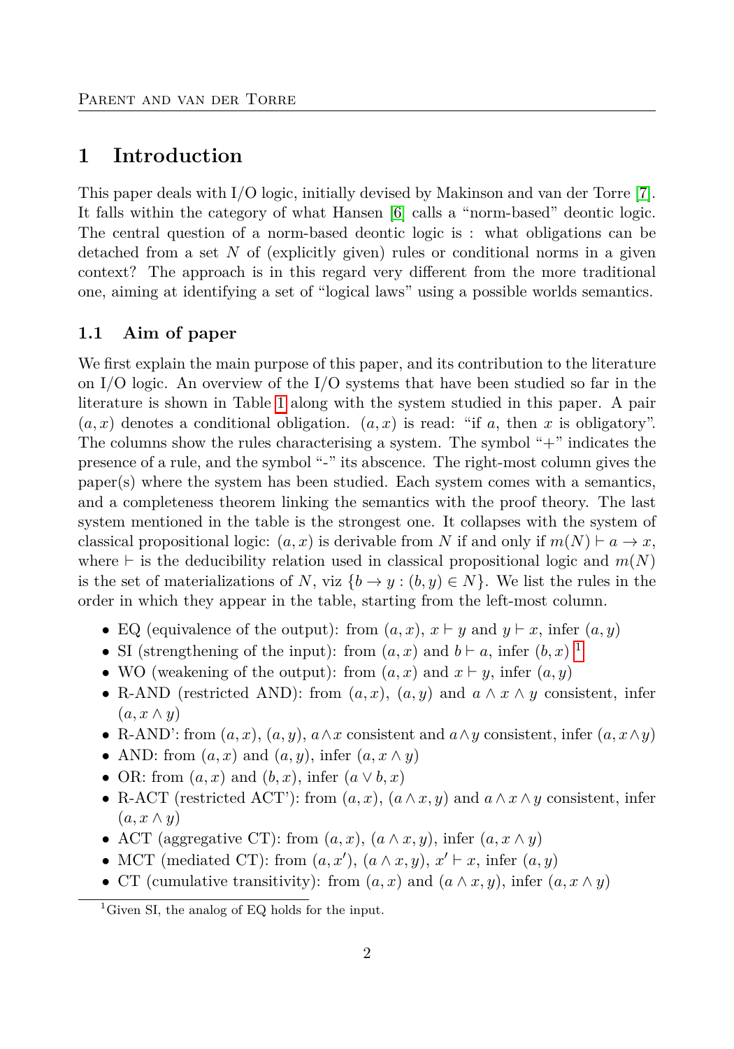# 1 Introduction

This paper deals with I/O logic, initially devised by Makinson and van der Torre [7]. It falls within the category of what Hansen [6] calls a "norm-based" deontic logic. The central question of a norm-based deontic logic is : what obligations can be detached from a set $N$ of (explicitly given) rules or conditional norms in a given context? The approach is in this regard very different from the more traditional one, aiming at identifying a set of "logical laws" using a possible worlds semantics.

## 1.1 Aim of paper

We first explain the main purpose of this paper, and its contribution to the literature on I/O logic. An overview of the I/O systems that have been studied so far in the literature is shown in Table 1 along with the system studied in this paper. A pair $(a, x)$ denotes a conditional obligation. $(a, x)$ is read: "if $a$, then $x$ is obligatory". The columns show the rules characterising a system. The symbol "+" indicates the presence of a rule, and the symbol "-" its abscence. The right-most column gives the paper(s) where the system has been studied. Each system comes with a semantics, and a completeness theorem linking the semantics with the proof theory. The last system mentioned in the table is the strongest one. It collapses with the system of classical propositional logic: $(a, x)$ is derivable from $N$ if and only if $m(N) \vdash a \to x$, where $\vdash$ is the deducibility relation used in classical propositional logic and $m(N)$ is the set of materializations of $N$, viz $\{b \to y : (b, y) \in N\}$. We list the rules in the order in which they appear in the table, starting from the left-most column.

- EQ (equivalence of the output): from $(a, x)$, $x \vdash y$ and $y \vdash x$, infer $(a, y)$
- SI (strengthening of the input): from $(a, x)$ and $b \vdash a$, infer $(b, x)$ [1]
- WO (weakening of the output): from $(a, x)$ and $x \vdash y$, infer $(a, y)$
- R-AND (restricted AND): from $(a, x)$, $(a, y)$ and $a \wedge x \wedge y$ consistent, infer $(a, x \wedge y)$
- R-AND': from $(a, x)$, $(a, y)$, $a \wedge x$ consistent and $a \wedge y$ consistent, infer $(a, x \wedge y)$
- AND: from $(a, x)$ and $(a, y)$, infer $(a, x \wedge y)$
- OR: from $(a, x)$ and $(b, x)$, infer $(a \vee b, x)$
- R-ACT (restricted ACT'): from $(a, x)$, $(a \wedge x, y)$ and $a \wedge x \wedge y$ consistent, infer $(a, x \wedge y)$
- ACT (aggregative CT): from $(a, x)$, $(a \wedge x, y)$, infer $(a, x \wedge y)$
- MCT (mediated CT): from $(a, x')$, $(a \wedge x, y)$, $x' \vdash x$, infer $(a, y)$
- CT (cumulative transitivity): from $(a, x)$ and $(a \wedge x, y)$, infer $(a, x \wedge y)$

[1] Given SI, the analog of EQ holds for the input.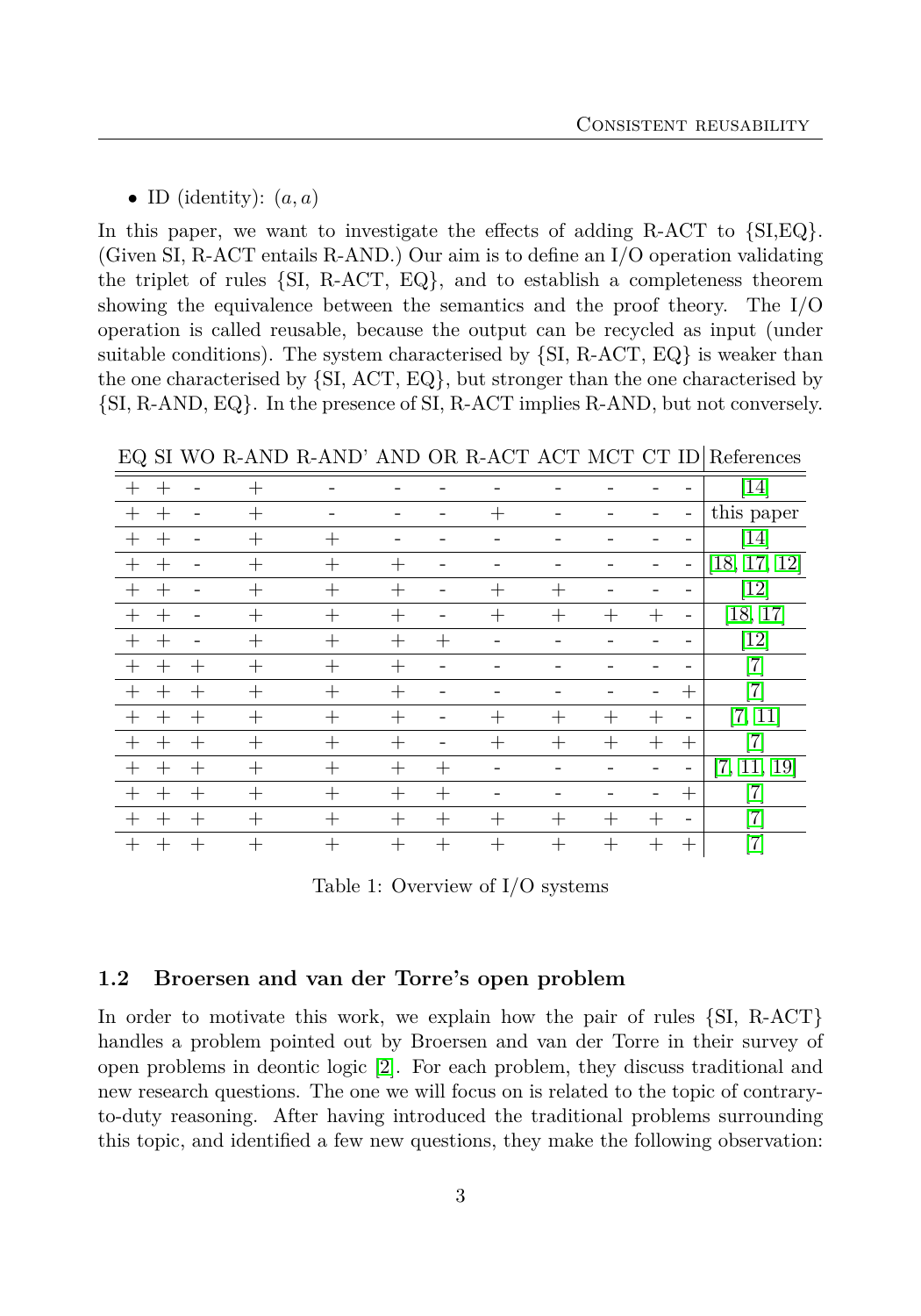- ID (identity): $(a, a)$

In this paper, we want to investigate the effects of adding R-ACT to {SI,EQ}. (Given SI, R-ACT entails R-AND.) Our aim is to define an I/O operation validating the triplet of rules {SI, R-ACT, EQ}, and to establish a completeness theorem showing the equivalence between the semantics and the proof theory. The I/O operation is called reusable, because the output can be recycled as input (under suitable conditions). The system characterised by {SI, R-ACT, EQ} is weaker than the one characterised by {SI, ACT, EQ}, but stronger than the one characterised by {SI, R-AND, EQ}. In the presence of SI, R-ACT implies R-AND, but not conversely.

| EQ | SI | WO | R-AND | R-AND' | AND | OR | R-ACT | ACT | MCT | CT | ID | References |
|---|---|---|---|---|---|---|---|---|---|---|---|---|
| + | + | - | + | - | - | - | - | - | - | - | - | [14] |
| + | + | - | + | - | - | - | + | - | - | - | - | this paper |
| + | + | - | + | + | - | - | - | - | - | - | - | [14] |
| + | + | - | + | + | + | - | - | - | - | - | - | [18, 17, 12] |
| + | + | - | + | + | + | - | + | + | - | - | - | [12] |
| + | + | - | + | + | + | - | + | + | + | + | - | [18, 17] |
| + | + | - | + | + | + | + | - | - | - | - | - | [12] |
| + | + | + | + | + | + | - | - | - | - | - | - | [7] |
| + | + | + | + | + | + | - | - | - | - | - | + | [7] |
| + | + | + | + | + | + | - | + | + | + | + | - | [7, 11] |
| + | + | + | + | + | + | - | + | + | + | + | + | [7] |
| + | + | + | + | + | + | + | - | - | - | - | - | [7, 11, 19] |
| + | + | + | + | + | + | + | - | - | - | - | + | [7] |
| + | + | + | + | + | + | + | + | + | + | + | - | [7] |
| + | + | + | + | + | + | + | + | + | + | + | + | [7] |

Table 1: Overview of I/O systems

### 1.2 Broersen and van der Torre's open problem

In order to motivate this work, we explain how the pair of rules {SI, R-ACT} handles a problem pointed out by Broersen and van der Torre in their survey of open problems in deontic logic [2]. For each problem, they discuss traditional and new research questions. The one we will focus on is related to the topic of contrary-to-duty reasoning. After having introduced the traditional problems surrounding this topic, and identified a few new questions, they make the following observation: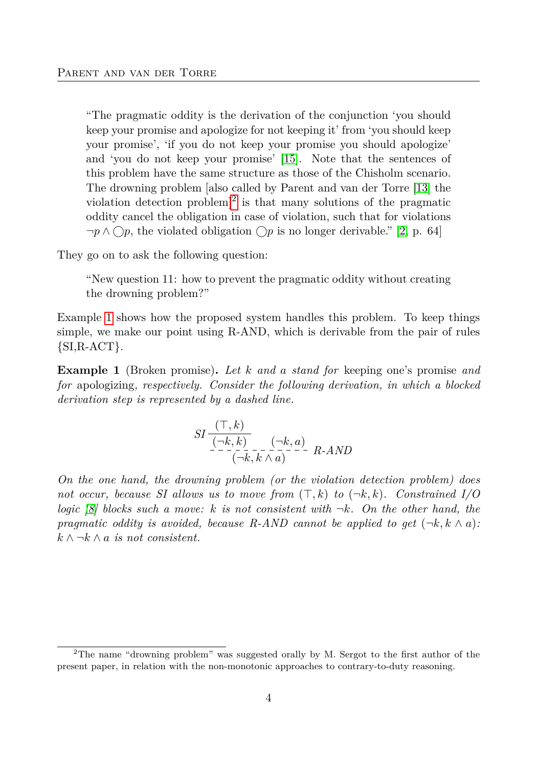> "The pragmatic oddity is the derivation of the conjunction 'you should keep your promise and apologize for not keeping it' from 'you should keep your promise', 'if you do not keep your promise you should apologize' and 'you do not keep your promise' [15]. Note that the sentences of this problem have the same structure as those of the Chisholm scenario. The drowning problem [also called by Parent and van der Torre [13] the violation detection problem][2] is that many solutions of the pragmatic oddity cancel the obligation in case of violation, such that for violations $\neg p \wedge \bigcirc p$, the violated obligation $\bigcirc p$ is no longer derivable." [2, p. 64]

They go on to ask the following question:

> "New question 11: how to prevent the pragmatic oddity without creating the drowning problem?"

Example 1 shows how the proposed system handles this problem. To keep things simple, we make our point using R-AND, which is derivable from the pair of rules {SI,R-ACT}.

**Example 1** (Broken promise)**.** *Let $k$ and $a$ stand for* keeping one's promise *and for* apologizing*, respectively. Consider the following derivation, in which a blocked derivation step is represented by a dashed line.*

$$\dfrac{SI\,\dfrac{(\top, k)}{(\neg k, k)} \qquad (\neg k, a)}{(\neg k, k \wedge a)}\ \text{R-AND (dashed)}$$

*On the one hand, the drowning problem (or the violation detection problem) does not occur, because SI allows us to move from $(\top, k)$ to $(\neg k, k)$. Constrained I/O logic [8] blocks such a move: $k$ is not consistent with $\neg k$. On the other hand, the pragmatic oddity is avoided, because R-AND cannot be applied to get $(\neg k, k \wedge a)$: $k \wedge \neg k \wedge a$ is not consistent.*

[2] The name "drowning problem" was suggested orally by M. Sergot to the first author of the present paper, in relation with the non-monotonic approaches to contrary-to-duty reasoning.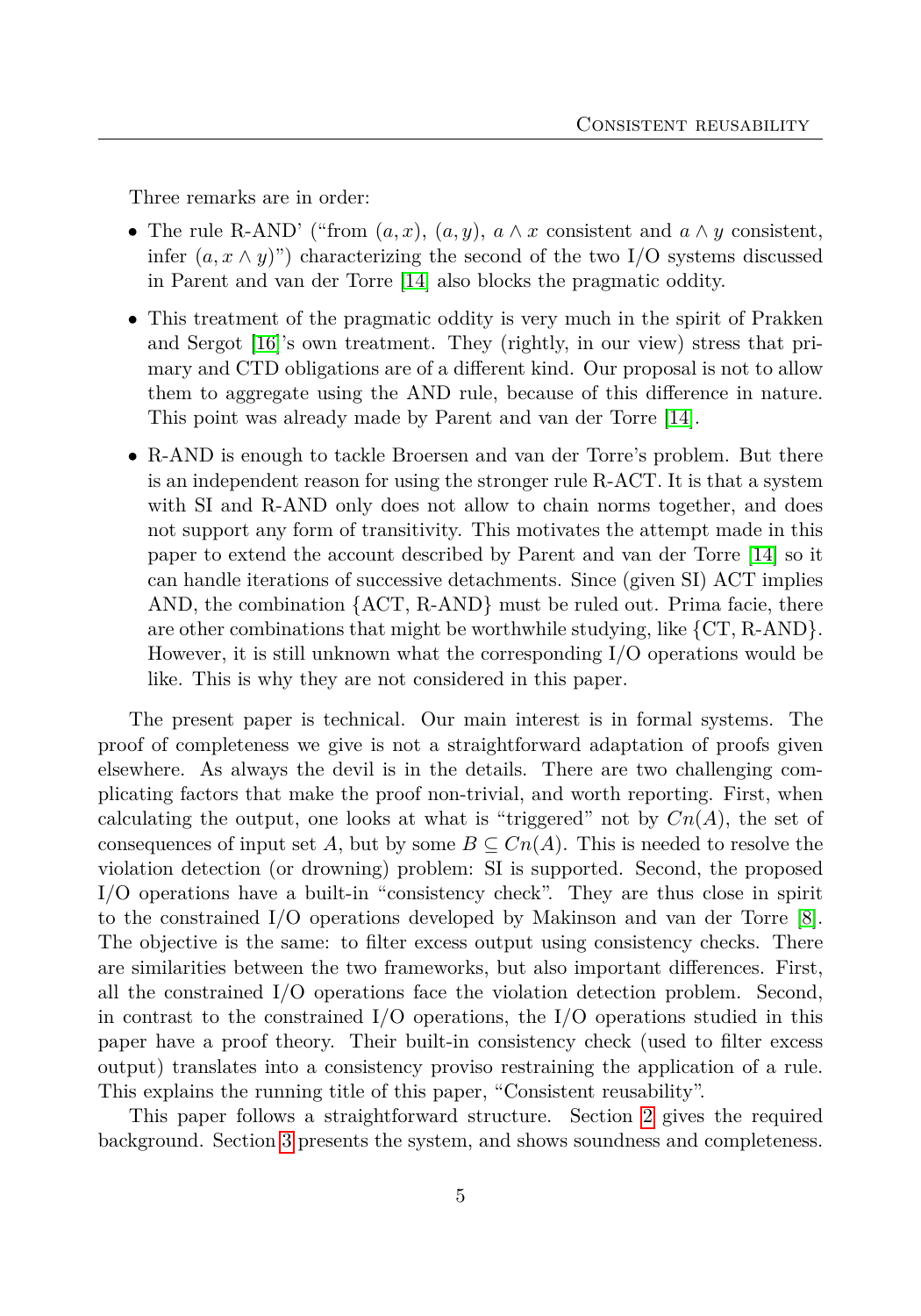Three remarks are in order:

- The rule R-AND' ("from $(a, x)$, $(a, y)$, $a \wedge x$ consistent and $a \wedge y$ consistent, infer $(a, x \wedge y)$") characterizing the second of the two I/O systems discussed in Parent and van der Torre [14] also blocks the pragmatic oddity.
- This treatment of the pragmatic oddity is very much in the spirit of Prakken and Sergot [16]'s own treatment. They (rightly, in our view) stress that primary and CTD obligations are of a different kind. Our proposal is not to allow them to aggregate using the AND rule, because of this difference in nature. This point was already made by Parent and van der Torre [14].
- R-AND is enough to tackle Broersen and van der Torre's problem. But there is an independent reason for using the stronger rule R-ACT. It is that a system with SI and R-AND only does not allow to chain norms together, and does not support any form of transitivity. This motivates the attempt made in this paper to extend the account described by Parent and van der Torre [14] so it can handle iterations of successive detachments. Since (given SI) ACT implies AND, the combination {ACT, R-AND} must be ruled out. Prima facie, there are other combinations that might be worthwhile studying, like {CT, R-AND}. However, it is still unknown what the corresponding I/O operations would be like. This is why they are not considered in this paper.

The present paper is technical. Our main interest is in formal systems. The proof of completeness we give is not a straightforward adaptation of proofs given elsewhere. As always the devil is in the details. There are two challenging complicating factors that make the proof non-trivial, and worth reporting. First, when calculating the output, one looks at what is "triggered" not by $Cn(A)$, the set of consequences of input set $A$, but by some $B \subseteq Cn(A)$. This is needed to resolve the violation detection (or drowning) problem: SI is supported. Second, the proposed I/O operations have a built-in "consistency check". They are thus close in spirit to the constrained I/O operations developed by Makinson and van der Torre [8]. The objective is the same: to filter excess output using consistency checks. There are similarities between the two frameworks, but also important differences. First, all the constrained I/O operations face the violation detection problem. Second, in contrast to the constrained I/O operations, the I/O operations studied in this paper have a proof theory. Their built-in consistency check (used to filter excess output) translates into a consistency proviso restraining the application of a rule. This explains the running title of this paper, "Consistent reusability".

This paper follows a straightforward structure. Section 2 gives the required background. Section 3 presents the system, and shows soundness and completeness.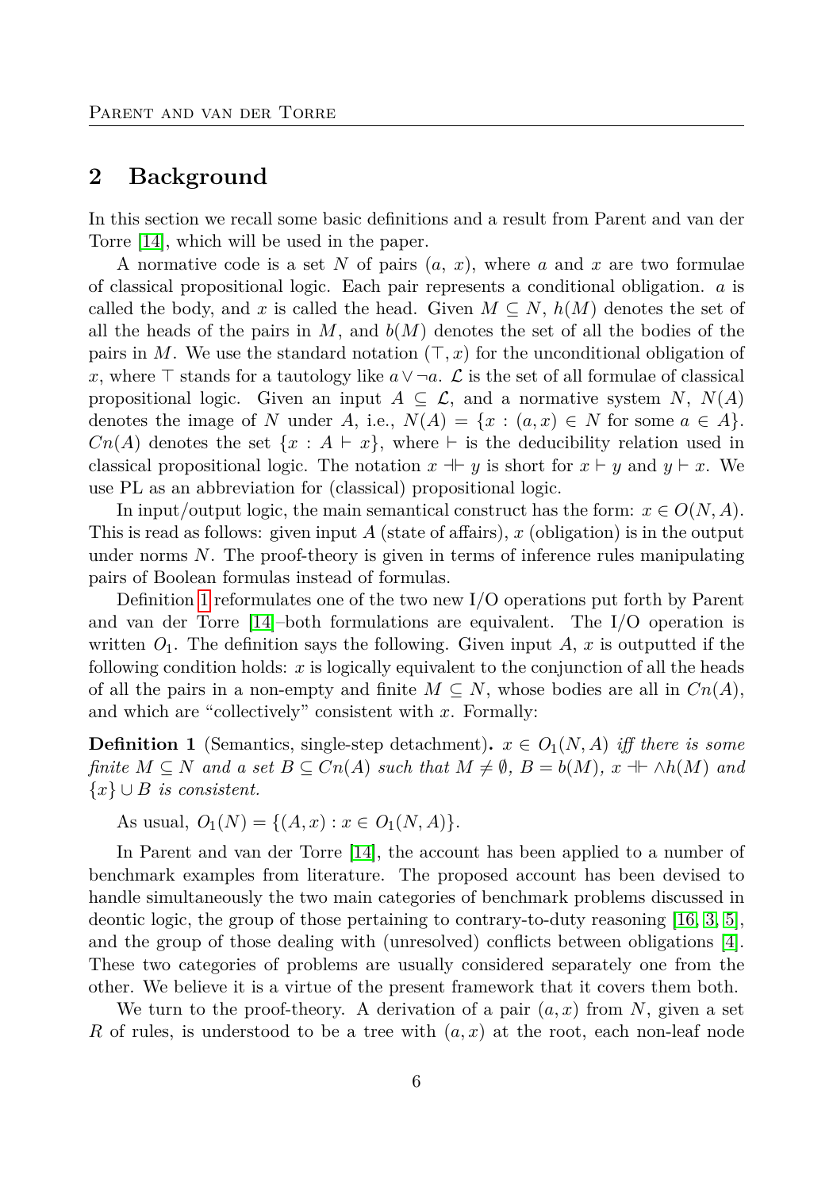## 2 Background

In this section we recall some basic definitions and a result from Parent and van der Torre [14], which will be used in the paper.

A normative code is a set $N$ of pairs $(a,\ x)$, where $a$ and $x$ are two formulae of classical propositional logic. Each pair represents a conditional obligation. $a$ is called the body, and $x$ is called the head. Given $M \subseteq N$, $h(M)$ denotes the set of all the heads of the pairs in $M$, and $b(M)$ denotes the set of all the bodies of the pairs in $M$. We use the standard notation $(\top, x)$ for the unconditional obligation of $x$, where $\top$ stands for a tautology like $a \vee \neg a$. $\mathcal{L}$ is the set of all formulae of classical propositional logic. Given an input $A \subseteq \mathcal{L}$, and a normative system $N$, $N(A)$ denotes the image of $N$ under $A$, i.e., $N(A) = \{x : (a, x) \in N \text{ for some } a \in A\}$. $Cn(A)$ denotes the set $\{x : A \vdash x\}$, where $\vdash$ is the deducibility relation used in classical propositional logic. The notation $x \dashv\vdash y$ is short for $x \vdash y$ and $y \vdash x$. We use PL as an abbreviation for (classical) propositional logic.

In input/output logic, the main semantical construct has the form: $x \in O(N, A)$. This is read as follows: given input $A$ (state of affairs), $x$ (obligation) is in the output under norms $N$. The proof-theory is given in terms of inference rules manipulating pairs of Boolean formulas instead of formulas.

Definition 1 reformulates one of the two new I/O operations put forth by Parent and van der Torre [14]–both formulations are equivalent. The I/O operation is written $O_1$. The definition says the following. Given input $A$, $x$ is outputted if the following condition holds: $x$ is logically equivalent to the conjunction of all the heads of all the pairs in a non-empty and finite $M \subseteq N$, whose bodies are all in $Cn(A)$, and which are "collectively" consistent with $x$. Formally:

**Definition 1** (Semantics, single-step detachment)**.** *$x \in O_1(N, A)$ iff there is some finite $M \subseteq N$ and a set $B \subseteq Cn(A)$ such that $M \neq \emptyset$, $B = b(M)$, $x \dashv\vdash \wedge h(M)$ and $\{x\} \cup B$ is consistent.*

As usual, $O_1(N) = \{(A, x) : x \in O_1(N, A)\}$.

In Parent and van der Torre [14], the account has been applied to a number of benchmark examples from literature. The proposed account has been devised to handle simultaneously the two main categories of benchmark problems discussed in deontic logic, the group of those pertaining to contrary-to-duty reasoning [16, 3, 5], and the group of those dealing with (unresolved) conflicts between obligations [4]. These two categories of problems are usually considered separately one from the other. We believe it is a virtue of the present framework that it covers them both.

We turn to the proof-theory. A derivation of a pair $(a, x)$ from $N$, given a set $R$ of rules, is understood to be a tree with $(a, x)$ at the root, each non-leaf node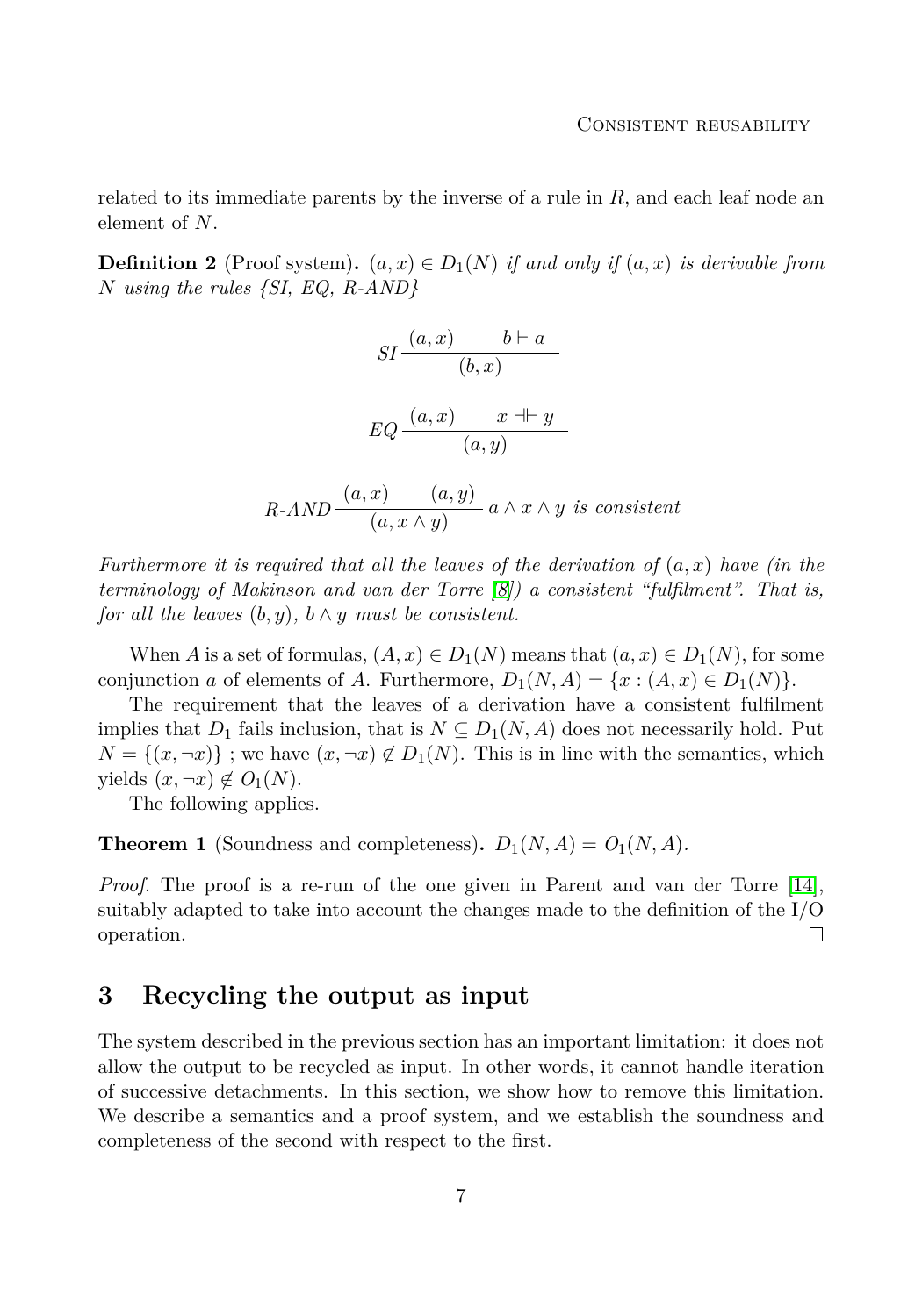related to its immediate parents by the inverse of a rule in $R$, and each leaf node an element of $N$.

**Definition 2** (Proof system)**.** *$(a,x) \in D_1(N)$ if and only if $(a,x)$ is derivable from $N$ using the rules {SI, EQ, R-AND}*

$$\textit{SI}\,\frac{(a,x) \qquad b \vdash a}{(b,x)}$$

$$\textit{EQ}\,\frac{(a,x) \qquad x \dashv\vdash y}{(a,y)}$$

$$\textit{R-AND}\,\frac{(a,x) \qquad (a,y)}{(a,x \wedge y)}\; a \wedge x \wedge y \textit{ is consistent}$$

*Furthermore it is required that all the leaves of the derivation of $(a,x)$ have (in the terminology of Makinson and van der Torre [8]) a consistent "fulfilment". That is, for all the leaves $(b,y)$, $b \wedge y$ must be consistent.*

When $A$ is a set of formulas, $(A,x) \in D_1(N)$ means that $(a,x) \in D_1(N)$, for some conjunction $a$ of elements of $A$. Furthermore, $D_1(N,A) = \{x : (A,x) \in D_1(N)\}$.

The requirement that the leaves of a derivation have a consistent fulfilment implies that $D_1$ fails inclusion, that is $N \subseteq D_1(N,A)$ does not necessarily hold. Put $N = \{(x, \neg x)\}$ ; we have $(x, \neg x) \notin D_1(N)$. This is in line with the semantics, which yields $(x, \neg x) \notin O_1(N)$.

The following applies.

**Theorem 1** (Soundness and completeness)**.** $D_1(N,A) = O_1(N,A)$.

*Proof.* The proof is a re-run of the one given in Parent and van der Torre [14], suitably adapted to take into account the changes made to the definition of the I/O operation. □

## 3 Recycling the output as input

The system described in the previous section has an important limitation: it does not allow the output to be recycled as input. In other words, it cannot handle iteration of successive detachments. In this section, we show how to remove this limitation. We describe a semantics and a proof system, and we establish the soundness and completeness of the second with respect to the first.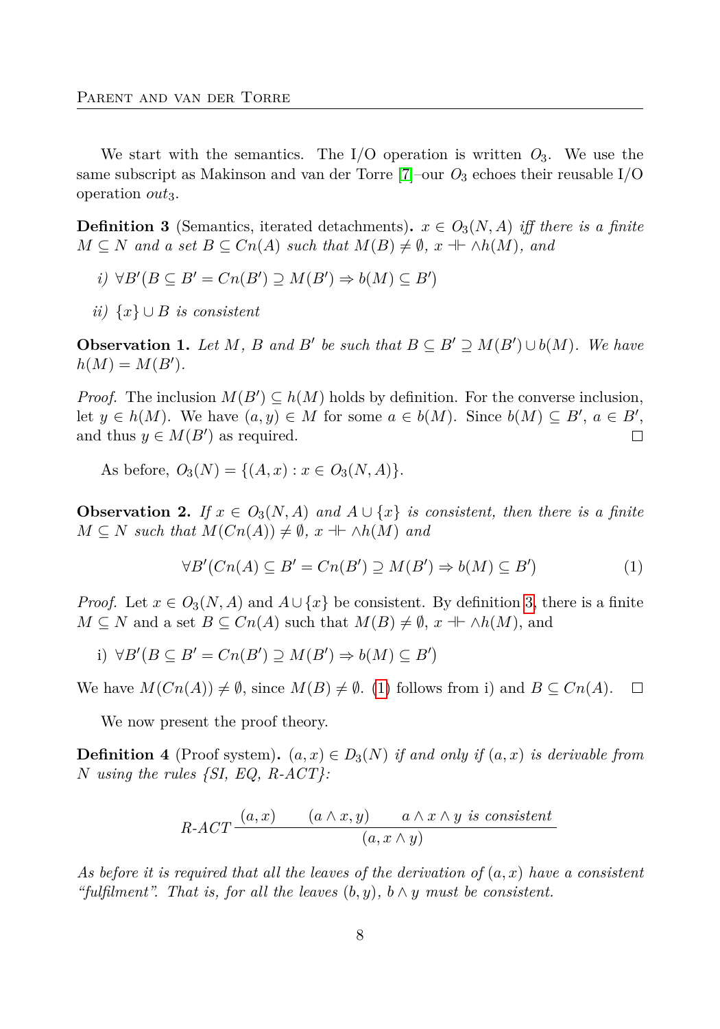We start with the semantics. The I/O operation is written $O_3$. We use the same subscript as Makinson and van der Torre [7]–our $O_3$ echoes their reusable I/O operation $out_3$.

**Definition 3** (Semantics, iterated detachments)**.** *$x \in O_3(N, A)$ iff there is a finite $M \subseteq N$ and a set $B \subseteq Cn(A)$ such that $M(B) \neq \emptyset$, $x \dashv\vdash \wedge h(M)$, and*

*i) $\forall B'(B \subseteq B' = Cn(B') \supseteq M(B') \Rightarrow b(M) \subseteq B')$*

*ii) $\{x\} \cup B$ is consistent*

**Observation 1.** *Let $M$, $B$ and $B'$ be such that $B \subseteq B' \supseteq M(B') \cup b(M)$. We have $h(M) = M(B')$.*

*Proof.* The inclusion $M(B') \subseteq h(M)$ holds by definition. For the converse inclusion, let $y \in h(M)$. We have $(a, y) \in M$ for some $a \in b(M)$. Since $b(M) \subseteq B'$, $a \in B'$, and thus $y \in M(B')$ as required. □

As before, $O_3(N) = \{(A, x) : x \in O_3(N, A)\}$.

**Observation 2.** *If $x \in O_3(N, A)$ and $A \cup \{x\}$ is consistent, then there is a finite $M \subseteq N$ such that $M(Cn(A)) \neq \emptyset$, $x \dashv\vdash \wedge h(M)$ and*

$$\forall B'(Cn(A) \subseteq B' = Cn(B') \supseteq M(B') \Rightarrow b(M) \subseteq B') \tag{1}$$

*Proof.* Let $x \in O_3(N, A)$ and $A \cup \{x\}$ be consistent. By definition 3, there is a finite $M \subseteq N$ and a set $B \subseteq Cn(A)$ such that $M(B) \neq \emptyset$, $x \dashv\vdash \wedge h(M)$, and

i) $\forall B'(B \subseteq B' = Cn(B') \supseteq M(B') \Rightarrow b(M) \subseteq B')$

We have $M(Cn(A)) \neq \emptyset$, since $M(B) \neq \emptyset$. (1) follows from i) and $B \subseteq Cn(A)$. □

We now present the proof theory.

**Definition 4** (Proof system)**.** *$(a, x) \in D_3(N)$ if and only if $(a, x)$ is derivable from $N$ using the rules {SI, EQ, R-ACT}:*

$$\text{R-ACT}\ \frac{(a, x) \qquad (a \wedge x, y) \qquad a \wedge x \wedge y \text{ is consistent}}{(a, x \wedge y)}$$

*As before it is required that all the leaves of the derivation of $(a, x)$ have a consistent "fulfilment". That is, for all the leaves $(b, y)$, $b \wedge y$ must be consistent.*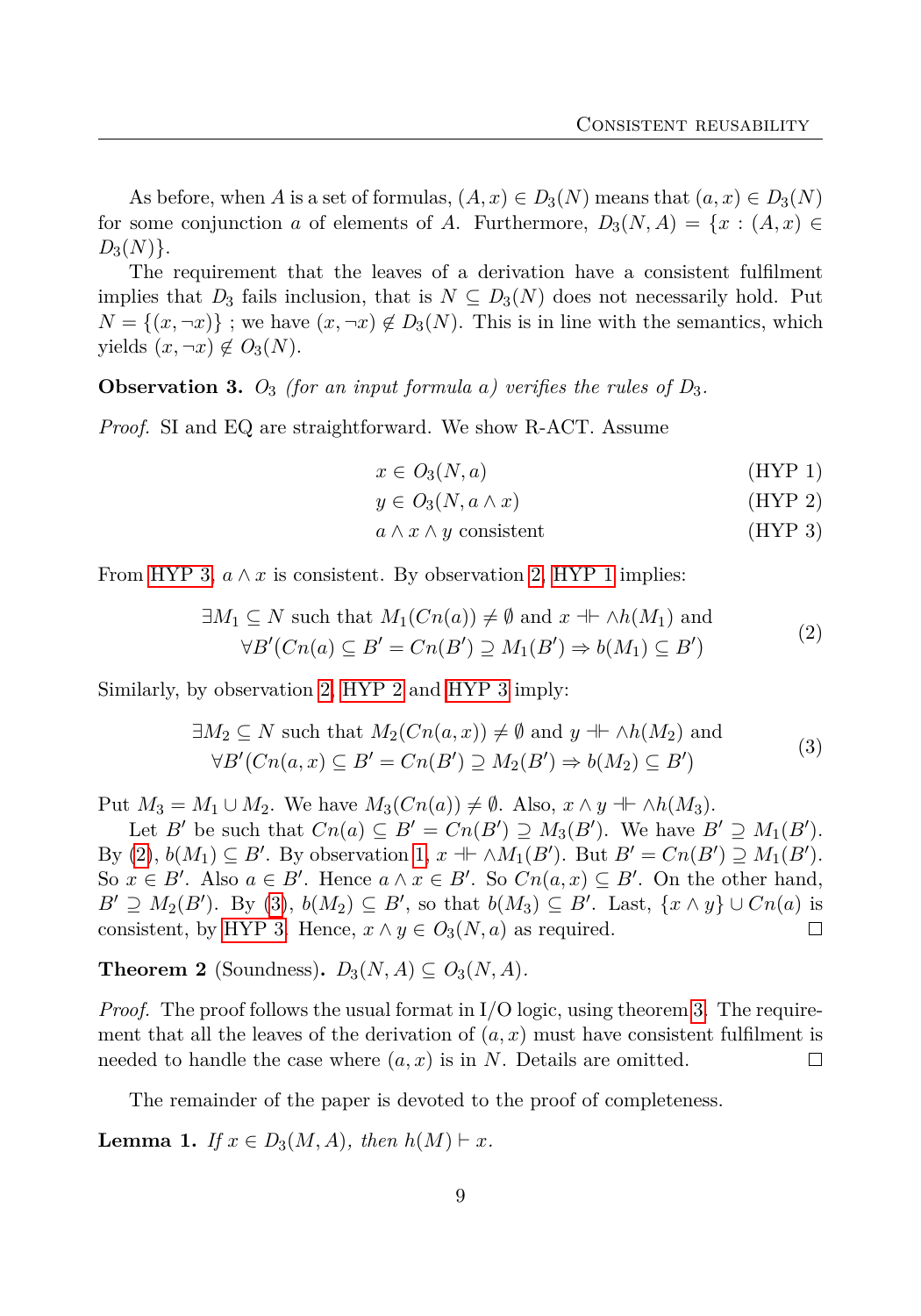As before, when $A$ is a set of formulas, $(A, x) \in D_3(N)$ means that $(a, x) \in D_3(N)$ for some conjunction $a$ of elements of $A$. Furthermore, $D_3(N, A) = \{x : (A, x) \in D_3(N)\}$.

The requirement that the leaves of a derivation have a consistent fulfilment implies that $D_3$ fails inclusion, that is $N \subseteq D_3(N)$ does not necessarily hold. Put $N = \{(x, \neg x)\}$ ; we have $(x, \neg x) \notin D_3(N)$. This is in line with the semantics, which yields $(x, \neg x) \notin O_3(N)$.

**Observation 3.** *$O_3$ (for an input formula $a$) verifies the rules of $D_3$.*

*Proof.* SI and EQ are straightforward. We show R-ACT. Assume

$$x \in O_3(N, a) \tag{HYP 1}$$

$$y \in O_3(N, a \wedge x) \tag{HYP 2}$$

$$a \wedge x \wedge y \text{ consistent} \tag{HYP 3}$$

From HYP 3, $a \wedge x$ is consistent. By observation 2, HYP 1 implies:

$$\begin{aligned} &\exists M_1 \subseteq N \text{ such that } M_1(Cn(a)) \neq \emptyset \text{ and } x \dashv\vdash \wedge h(M_1) \text{ and} \\ &\forall B'(Cn(a) \subseteq B' = Cn(B') \supseteq M_1(B') \Rightarrow b(M_1) \subseteq B') \end{aligned} \tag{2}$$

Similarly, by observation 2, HYP 2 and HYP 3 imply:

$$\begin{aligned} &\exists M_2 \subseteq N \text{ such that } M_2(Cn(a, x)) \neq \emptyset \text{ and } y \dashv\vdash \wedge h(M_2) \text{ and} \\ &\forall B'(Cn(a, x) \subseteq B' = Cn(B') \supseteq M_2(B') \Rightarrow b(M_2) \subseteq B') \end{aligned} \tag{3}$$

Put $M_3 = M_1 \cup M_2$. We have $M_3(Cn(a)) \neq \emptyset$. Also, $x \wedge y \dashv\vdash \wedge h(M_3)$.

Let $B'$ be such that $Cn(a) \subseteq B' = Cn(B') \supseteq M_3(B')$. We have $B' \supseteq M_1(B')$. By (2), $b(M_1) \subseteq B'$. By observation 1, $x \dashv\vdash \wedge M_1(B')$. But $B' = Cn(B') \supseteq M_1(B')$. So $x \in B'$. Also $a \in B'$. Hence $a \wedge x \in B'$. So $Cn(a, x) \subseteq B'$. On the other hand, $B' \supseteq M_2(B')$. By (3), $b(M_2) \subseteq B'$, so that $b(M_3) \subseteq B'$. Last, $\{x \wedge y\} \cup Cn(a)$ is consistent, by HYP 3. Hence, $x \wedge y \in O_3(N, a)$ as required. □

**Theorem 2** (Soundness)**.** $D_3(N, A) \subseteq O_3(N, A)$.

*Proof.* The proof follows the usual format in I/O logic, using theorem 3. The requirement that all the leaves of the derivation of $(a, x)$ must have consistent fulfilment is needed to handle the case where $(a, x)$ is in $N$. Details are omitted. □

The remainder of the paper is devoted to the proof of completeness.

**Lemma 1.** *If $x \in D_3(M, A)$, then $h(M) \vdash x$.*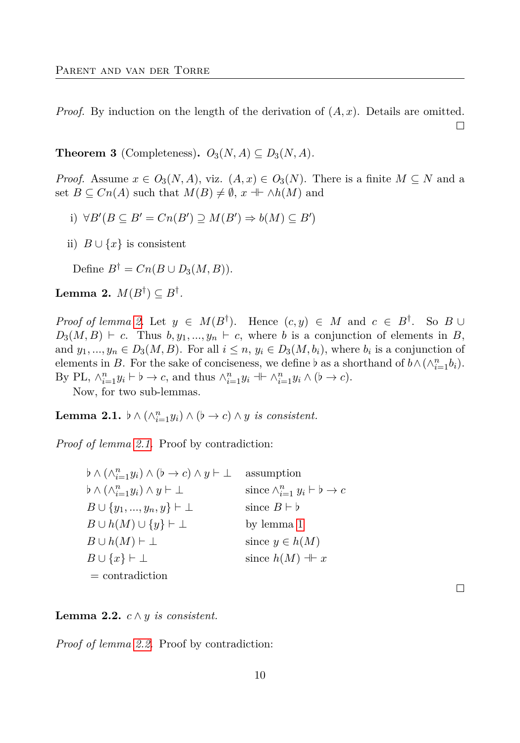*Proof.* By induction on the length of the derivation of $(A, x)$. Details are omitted. □

**Theorem 3** (Completeness). $O_3(N, A) \subseteq D_3(N, A)$.

*Proof.* Assume $x \in O_3(N, A)$, viz. $(A, x) \in O_3(N)$. There is a finite $M \subseteq N$ and a set $B \subseteq Cn(A)$ such that $M(B) \neq \emptyset$, $x \dashv\vdash \wedge h(M)$ and

i) $\forall B'(B \subseteq B' = Cn(B') \supseteq M(B') \Rightarrow b(M) \subseteq B')$

ii) $B \cup \{x\}$ is consistent

Define $B^\dagger = Cn(B \cup D_3(M, B))$.

**Lemma 2.** $M(B^\dagger) \subseteq B^\dagger$.

*Proof of lemma 2.* Let $y \in M(B^\dagger)$. Hence $(c, y) \in M$ and $c \in B^\dagger$. So $B \cup D_3(M, B) \vdash c$. Thus $b, y_1, ..., y_n \vdash c$, where $b$ is a conjunction of elements in $B$, and $y_1, ..., y_n \in D_3(M, B)$. For all $i \leq n$, $y_i \in D_3(M, b_i)$, where $b_i$ is a conjunction of elements in $B$. For the sake of conciseness, we define $\flat$ as a shorthand of $b \wedge (\wedge_{i=1}^n b_i)$. By PL, $\wedge_{i=1}^n y_i \vdash \flat \to c$, and thus $\wedge_{i=1}^n y_i \dashv\vdash \wedge_{i=1}^n y_i \wedge (\flat \to c)$.

Now, for two sub-lemmas.

**Lemma 2.1.** *$\flat \wedge (\wedge_{i=1}^n y_i) \wedge (\flat \to c) \wedge y$ is consistent.*

*Proof of lemma 2.1.* Proof by contradiction:

| | |
|---|---|
| $\flat \wedge (\wedge_{i=1}^n y_i) \wedge (\flat \to c) \wedge y \vdash \bot$ | assumption |
| $\flat \wedge (\wedge_{i=1}^n y_i) \wedge y \vdash \bot$ | since $\wedge_{i=1}^n y_i \vdash \flat \to c$ |
| $B \cup \{y_1, ..., y_n, y\} \vdash \bot$ | since $B \vdash \flat$ |
| $B \cup h(M) \cup \{y\} \vdash \bot$ | by lemma 1 |
| $B \cup h(M) \vdash \bot$ | since $y \in h(M)$ |
| $B \cup \{x\} \vdash \bot$ | since $h(M) \dashv\vdash x$ |
| $=$ contradiction | |

□

**Lemma 2.2.** *$c \wedge y$ is consistent.*

*Proof of lemma 2.2.* Proof by contradiction: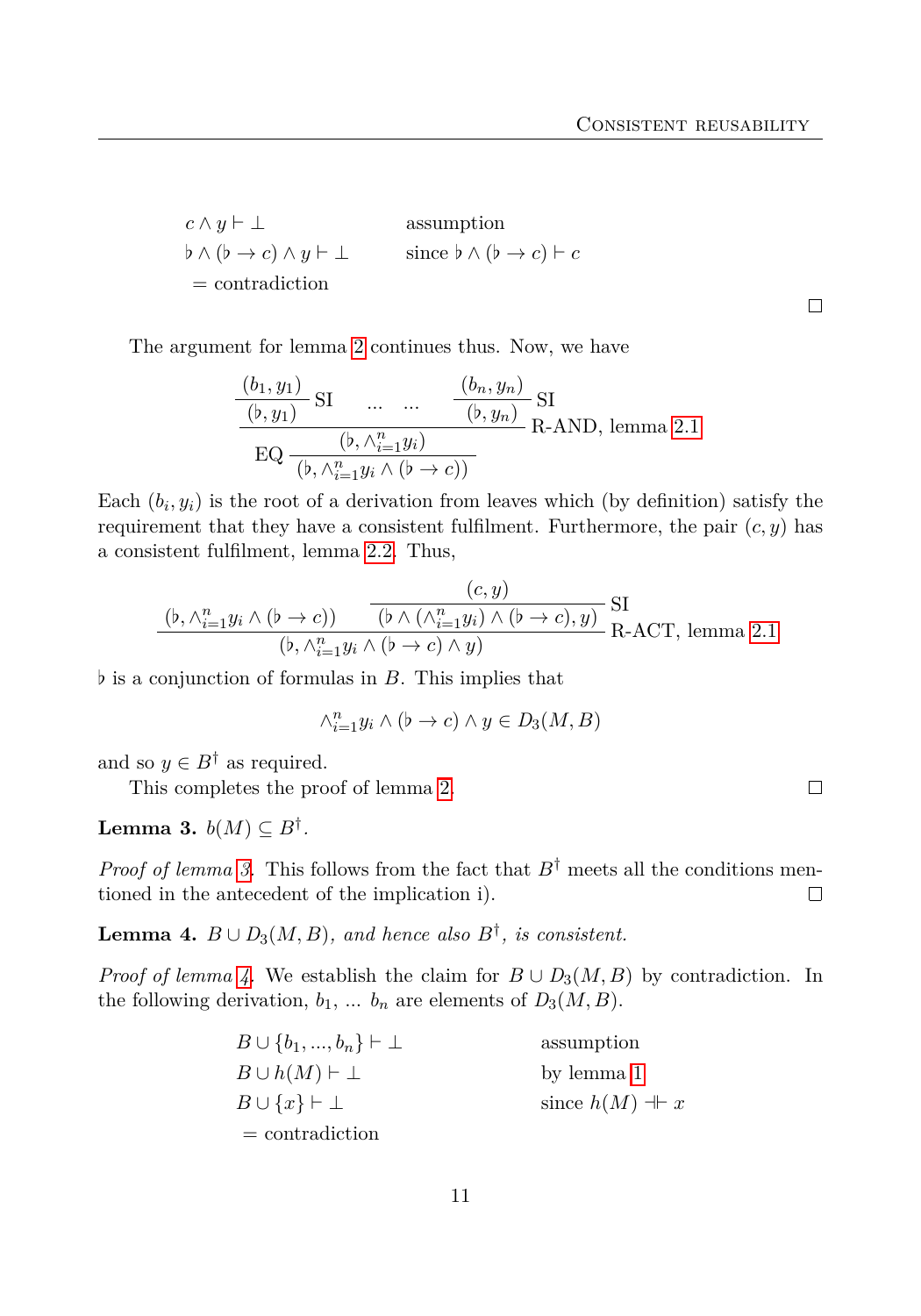$$
\begin{array}{ll}
c \wedge y \vdash \bot & \text{assumption} \\
\flat \wedge (\flat \to c) \wedge y \vdash \bot & \text{since } \flat \wedge (\flat \to c) \vdash c \\
= \text{contradiction} &
\end{array}
$$

□

The argument for lemma 2 continues thus. Now, we have

$$
\cfrac{\cfrac{\cfrac{(b_1, y_1)}{(\flat, y_1)}\,\text{SI} \quad \ldots \quad \ldots \quad \cfrac{(b_n, y_n)}{(\flat, y_n)}\,\text{SI}}{(\flat, \wedge_{i=1}^{n} y_i)}\,\text{R-AND, lemma 2.1}}{(\flat, \wedge_{i=1}^{n} y_i \wedge (\flat \to c))}\,\text{EQ}
$$

Each $(b_i, y_i)$ is the root of a derivation from leaves which (by definition) satisfy the requirement that they have a consistent fulfilment. Furthermore, the pair $(c, y)$ has a consistent fulfilment, lemma 2.2. Thus,

$$
\cfrac{(\flat, \wedge_{i=1}^{n} y_i \wedge (\flat \to c)) \qquad \cfrac{(c, y)}{(\flat \wedge (\wedge_{i=1}^{n} y_i) \wedge (\flat \to c), y)}\,\text{SI}}{(\flat, \wedge_{i=1}^{n} y_i \wedge (\flat \to c) \wedge y)}\,\text{R-ACT, lemma 2.1}
$$

$\flat$ is a conjunction of formulas in $B$. This implies that

$$
\wedge_{i=1}^{n} y_i \wedge (\flat \to c) \wedge y \in D_3(M, B)
$$

and so $y \in B^\dagger$ as required.

This completes the proof of lemma 2. □

**Lemma 3.** $b(M) \subseteq B^\dagger$.

*Proof of lemma 3.* This follows from the fact that $B^\dagger$ meets all the conditions mentioned in the antecedent of the implication i). □

**Lemma 4.** *$B \cup D_3(M, B)$, and hence also $B^\dagger$, is consistent.*

*Proof of lemma 4.* We establish the claim for $B \cup D_3(M, B)$ by contradiction. In the following derivation, $b_1$, ... $b_n$ are elements of $D_3(M, B)$.

$$
\begin{array}{ll}
B \cup \{b_1, ..., b_n\} \vdash \bot & \text{assumption} \\
B \cup h(M) \vdash \bot & \text{by lemma 1} \\
B \cup \{x\} \vdash \bot & \text{since } h(M) \dashv\vdash x \\
= \text{contradiction} &
\end{array}
$$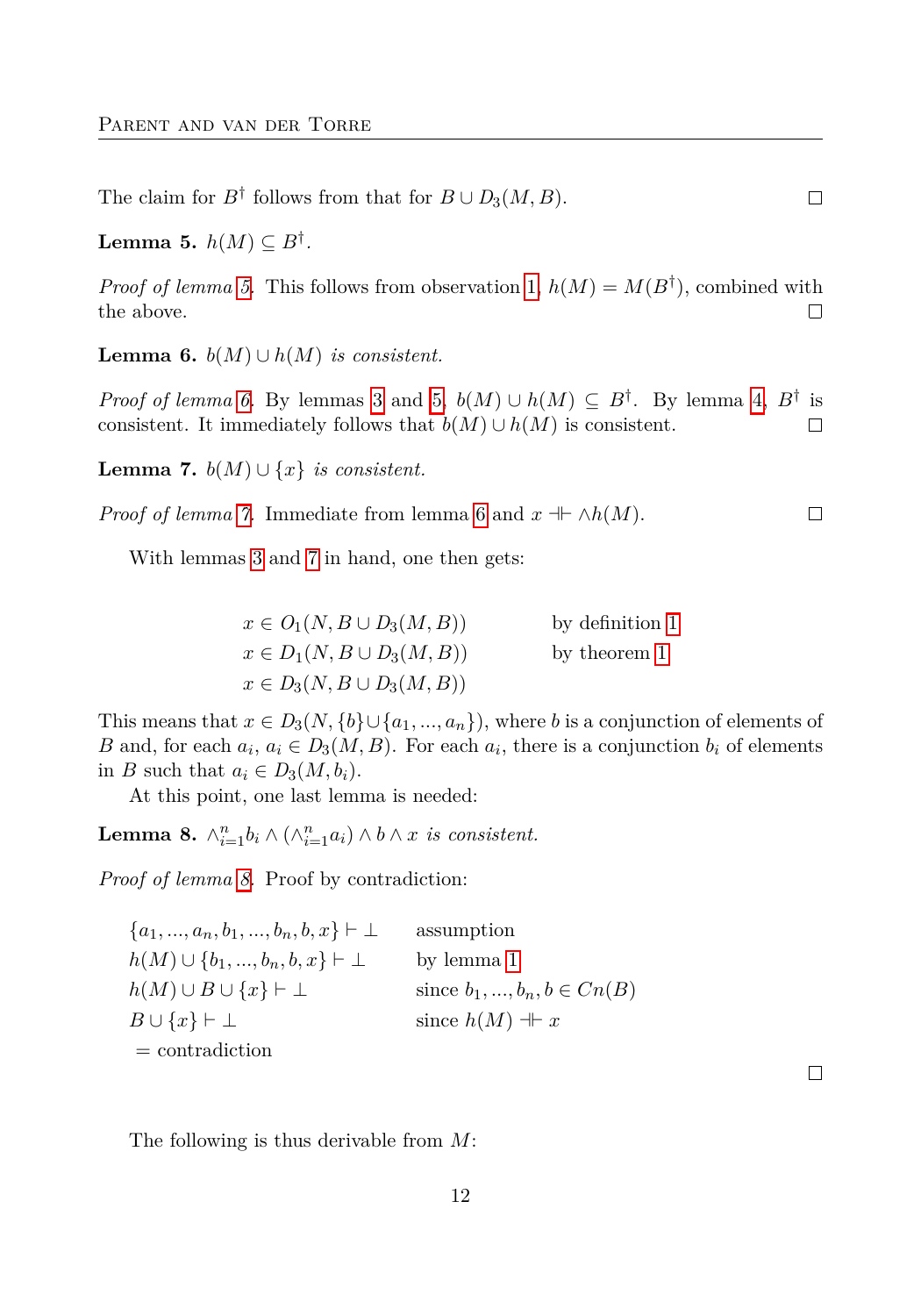The claim for $B^\dagger$ follows from that for $B \cup D_3(M, B)$. □

**Lemma 5.** $h(M) \subseteq B^\dagger$.

*Proof of lemma 5.* This follows from observation 1, $h(M) = M(B^\dagger)$, combined with the above. □

**Lemma 6.** *$b(M) \cup h(M)$ is consistent.*

*Proof of lemma 6.* By lemmas 3 and 5, $b(M) \cup h(M) \subseteq B^\dagger$. By lemma 4, $B^\dagger$ is consistent. It immediately follows that $b(M) \cup h(M)$ is consistent. □

**Lemma 7.** *$b(M) \cup \{x\}$ is consistent.*

*Proof of lemma 7.* Immediate from lemma 6 and $x \dashv\vdash \wedge h(M)$. □

With lemmas 3 and 7 in hand, one then gets:

$$
\begin{array}{ll}
x \in O_1(N, B \cup D_3(M, B)) & \text{by definition 1} \\
x \in D_1(N, B \cup D_3(M, B)) & \text{by theorem 1} \\
x \in D_3(N, B \cup D_3(M, B)) &
\end{array}
$$

This means that $x \in D_3(N, \{b\} \cup \{a_1, ..., a_n\})$, where $b$ is a conjunction of elements of $B$ and, for each $a_i$, $a_i \in D_3(M, B)$. For each $a_i$, there is a conjunction $b_i$ of elements in $B$ such that $a_i \in D_3(M, b_i)$.

At this point, one last lemma is needed:

**Lemma 8.** *$\wedge_{i=1}^{n} b_i \wedge (\wedge_{i=1}^{n} a_i) \wedge b \wedge x$ is consistent.*

*Proof of lemma 8.* Proof by contradiction:

$$
\begin{array}{ll}
\{a_1, ..., a_n, b_1, ..., b_n, b, x\} \vdash \bot & \text{assumption} \\
h(M) \cup \{b_1, ..., b_n, b, x\} \vdash \bot & \text{by lemma 1} \\
h(M) \cup B \cup \{x\} \vdash \bot & \text{since } b_1, ..., b_n, b \in Cn(B) \\
B \cup \{x\} \vdash \bot & \text{since } h(M) \dashv\vdash x \\
= \text{contradiction} &
\end{array}
$$

□

The following is thus derivable from $M$: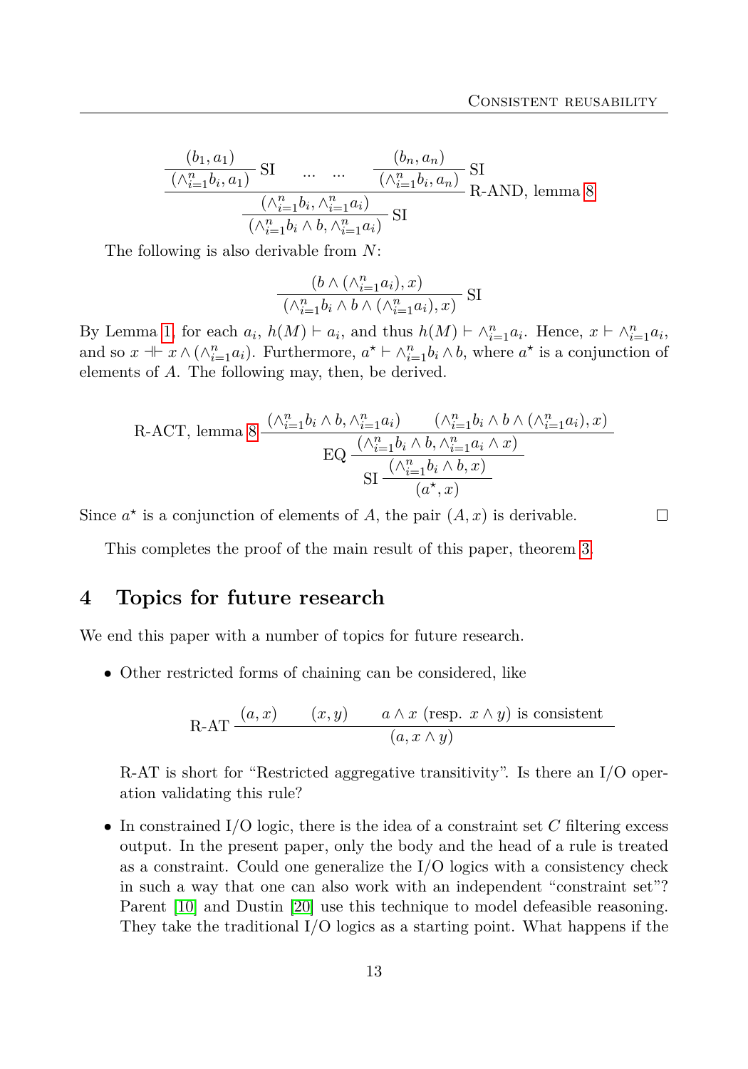$$\dfrac{\dfrac{\dfrac{(b_1,a_1)}{(\wedge_{i=1}^n b_i,a_1)}\text{SI}\quad \ldots\quad \ldots \quad \dfrac{(b_n,a_n)}{(\wedge_{i=1}^n b_i,a_n)}\text{SI}}{(\wedge_{i=1}^n b_i,\wedge_{i=1}^n a_i)}\text{R-AND, lemma 8}}{(\wedge_{i=1}^n b_i\wedge b,\wedge_{i=1}^n a_i)}\text{SI}$$

The following is also derivable from $N$:

$$\dfrac{(b\wedge(\wedge_{i=1}^n a_i),x)}{(\wedge_{i=1}^n b_i\wedge b\wedge(\wedge_{i=1}^n a_i),x)}\text{SI}$$

By Lemma 1, for each $a_i$, $h(M)\vdash a_i$, and thus $h(M)\vdash \wedge_{i=1}^n a_i$. Hence, $x\vdash \wedge_{i=1}^n a_i$, and so $x \dashv\vdash x\wedge(\wedge_{i=1}^n a_i)$. Furthermore, $a^\star \vdash \wedge_{i=1}^n b_i\wedge b$, where $a^\star$ is a conjunction of elements of $A$. The following may, then, be derived.

$$\text{R-ACT, lemma 8}\,\dfrac{(\wedge_{i=1}^n b_i\wedge b,\wedge_{i=1}^n a_i)\qquad (\wedge_{i=1}^n b_i\wedge b\wedge(\wedge_{i=1}^n a_i),x)}{\text{EQ}\,\dfrac{(\wedge_{i=1}^n b_i\wedge b,\wedge_{i=1}^n a_i\wedge x)}{\text{SI}\,\dfrac{(\wedge_{i=1}^n b_i\wedge b,x)}{(a^\star,x)}}}$$

Since $a^\star$ is a conjunction of elements of $A$, the pair $(A,x)$ is derivable. □

This completes the proof of the main result of this paper, theorem 3.

## 4 Topics for future research

We end this paper with a number of topics for future research.

- Other restricted forms of chaining can be considered, like

  $$\text{R-AT}\,\dfrac{(a,x)\qquad (x,y)\qquad a\wedge x\text{ (resp. } x\wedge y)\text{ is consistent}}{(a,x\wedge y)}$$

  R-AT is short for "Restricted aggregative transitivity". Is there an I/O operation validating this rule?

- In constrained I/O logic, there is the idea of a constraint set $C$ filtering excess output. In the present paper, only the body and the head of a rule is treated as a constraint. Could one generalize the I/O logics with a consistency check in such a way that one can also work with an independent "constraint set"? Parent [10] and Dustin [20] use this technique to model defeasible reasoning. They take the traditional I/O logics as a starting point. What happens if the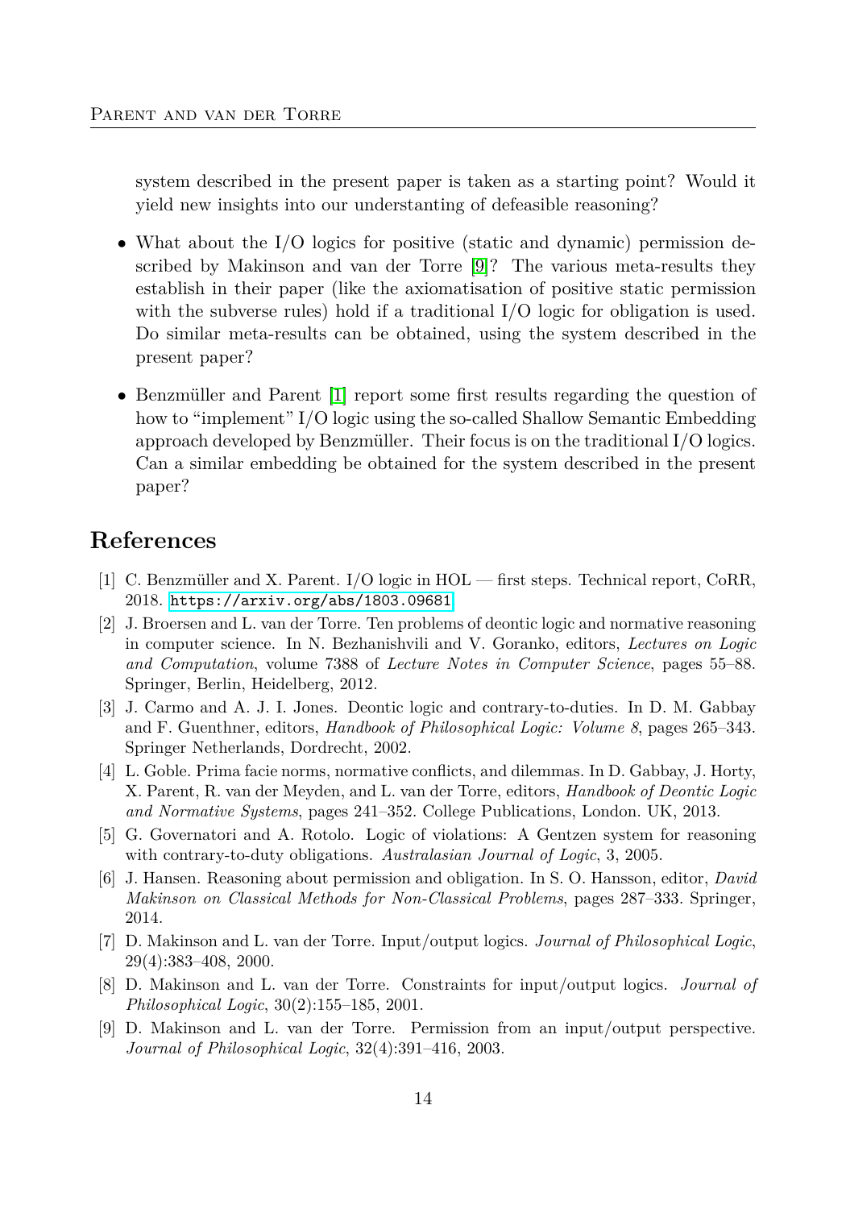system described in the present paper is taken as a starting point? Would it yield new insights into our understanting of defeasible reasoning?

- What about the I/O logics for positive (static and dynamic) permission described by Makinson and van der Torre [9]? The various meta-results they establish in their paper (like the axiomatisation of positive static permission with the subverse rules) hold if a traditional I/O logic for obligation is used. Do similar meta-results can be obtained, using the system described in the present paper?

- Benzmüller and Parent [1] report some first results regarding the question of how to "implement" I/O logic using the so-called Shallow Semantic Embedding approach developed by Benzmüller. Their focus is on the traditional I/O logics. Can a similar embedding be obtained for the system described in the present paper?

## References

[1] C. Benzmüller and X. Parent. I/O logic in HOL — first steps. Technical report, CoRR, 2018. https://arxiv.org/abs/1803.09681

[2] J. Broersen and L. van der Torre. Ten problems of deontic logic and normative reasoning in computer science. In N. Bezhanishvili and V. Goranko, editors, *Lectures on Logic and Computation*, volume 7388 of *Lecture Notes in Computer Science*, pages 55–88. Springer, Berlin, Heidelberg, 2012.

[3] J. Carmo and A. J. I. Jones. Deontic logic and contrary-to-duties. In D. M. Gabbay and F. Guenthner, editors, *Handbook of Philosophical Logic: Volume 8*, pages 265–343. Springer Netherlands, Dordrecht, 2002.

[4] L. Goble. Prima facie norms, normative conflicts, and dilemmas. In D. Gabbay, J. Horty, X. Parent, R. van der Meyden, and L. van der Torre, editors, *Handbook of Deontic Logic and Normative Systems*, pages 241–352. College Publications, London. UK, 2013.

[5] G. Governatori and A. Rotolo. Logic of violations: A Gentzen system for reasoning with contrary-to-duty obligations. *Australasian Journal of Logic*, 3, 2005.

[6] J. Hansen. Reasoning about permission and obligation. In S. O. Hansson, editor, *David Makinson on Classical Methods for Non-Classical Problems*, pages 287–333. Springer, 2014.

[7] D. Makinson and L. van der Torre. Input/output logics. *Journal of Philosophical Logic*, 29(4):383–408, 2000.

[8] D. Makinson and L. van der Torre. Constraints for input/output logics. *Journal of Philosophical Logic*, 30(2):155–185, 2001.

[9] D. Makinson and L. van der Torre. Permission from an input/output perspective. *Journal of Philosophical Logic*, 32(4):391–416, 2003.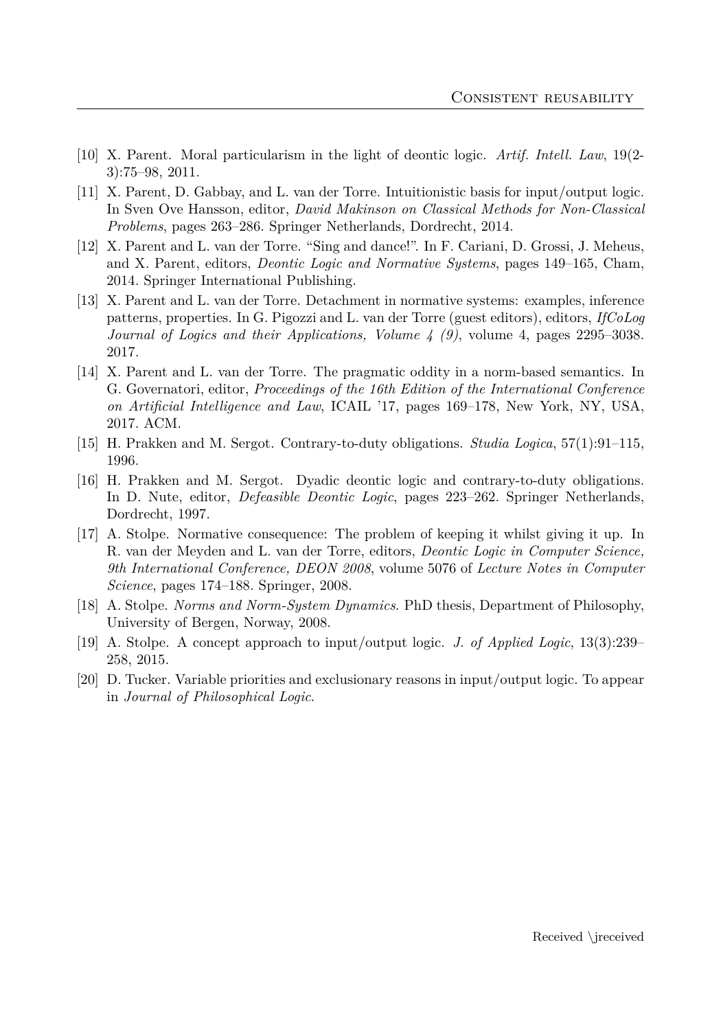[10] X. Parent. Moral particularism in the light of deontic logic. *Artif. Intell. Law*, 19(2-3):75–98, 2011.

[11] X. Parent, D. Gabbay, and L. van der Torre. Intuitionistic basis for input/output logic. In Sven Ove Hansson, editor, *David Makinson on Classical Methods for Non-Classical Problems*, pages 263–286. Springer Netherlands, Dordrecht, 2014.

[12] X. Parent and L. van der Torre. "Sing and dance!". In F. Cariani, D. Grossi, J. Meheus, and X. Parent, editors, *Deontic Logic and Normative Systems*, pages 149–165, Cham, 2014. Springer International Publishing.

[13] X. Parent and L. van der Torre. Detachment in normative systems: examples, inference patterns, properties. In G. Pigozzi and L. van der Torre (guest editors), editors, *IfCoLog Journal of Logics and their Applications, Volume 4 (9)*, volume 4, pages 2295–3038. 2017.

[14] X. Parent and L. van der Torre. The pragmatic oddity in a norm-based semantics. In G. Governatori, editor, *Proceedings of the 16th Edition of the International Conference on Artificial Intelligence and Law*, ICAIL '17, pages 169–178, New York, NY, USA, 2017. ACM.

[15] H. Prakken and M. Sergot. Contrary-to-duty obligations. *Studia Logica*, 57(1):91–115, 1996.

[16] H. Prakken and M. Sergot. Dyadic deontic logic and contrary-to-duty obligations. In D. Nute, editor, *Defeasible Deontic Logic*, pages 223–262. Springer Netherlands, Dordrecht, 1997.

[17] A. Stolpe. Normative consequence: The problem of keeping it whilst giving it up. In R. van der Meyden and L. van der Torre, editors, *Deontic Logic in Computer Science, 9th International Conference, DEON 2008*, volume 5076 of *Lecture Notes in Computer Science*, pages 174–188. Springer, 2008.

[18] A. Stolpe. *Norms and Norm-System Dynamics*. PhD thesis, Department of Philosophy, University of Bergen, Norway, 2008.

[19] A. Stolpe. A concept approach to input/output logic. *J. of Applied Logic*, 13(3):239–258, 2015.

[20] D. Tucker. Variable priorities and exclusionary reasons in input/output logic. To appear in *Journal of Philosophical Logic*.

Received \jreceived